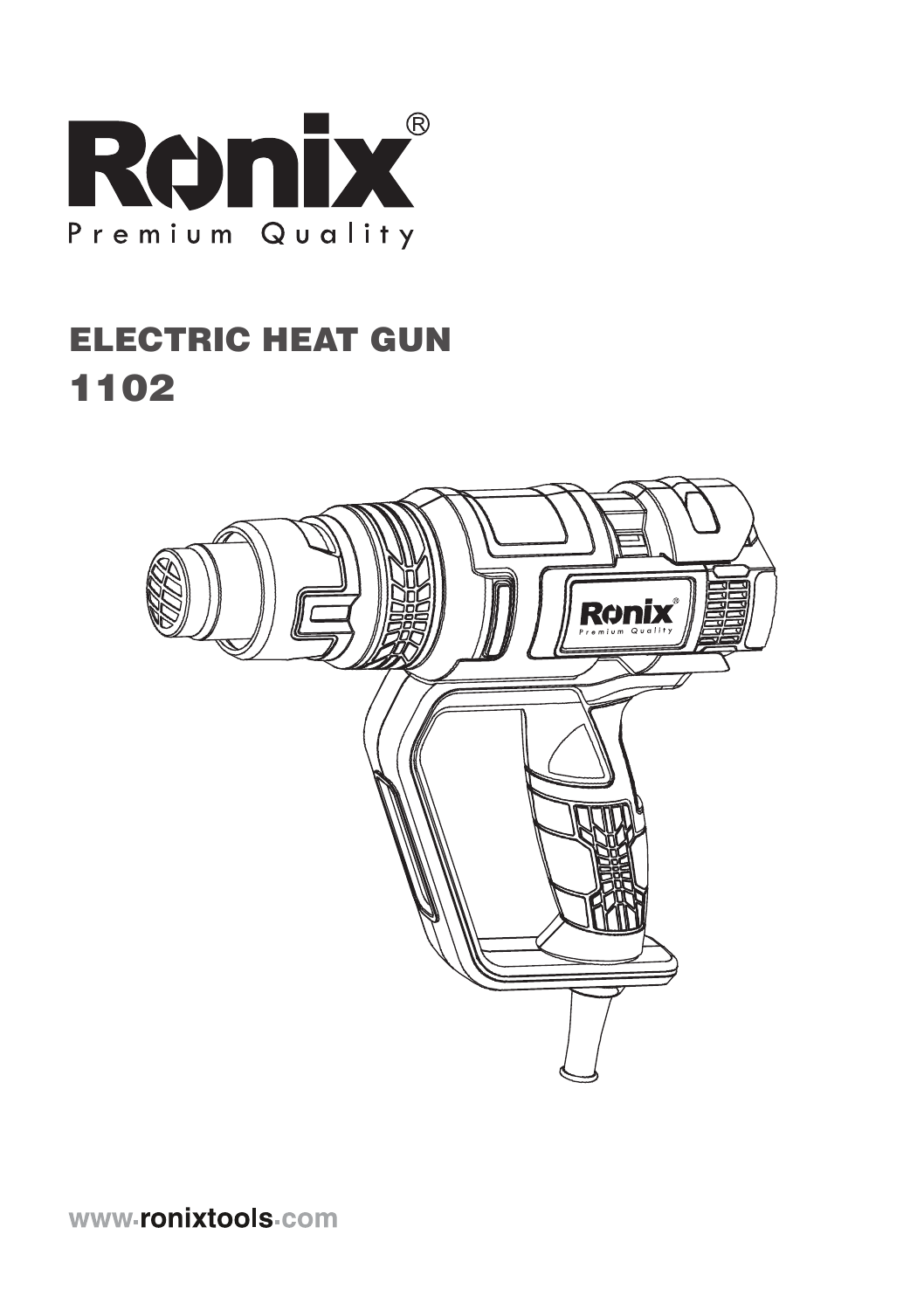# Ronix®

Premium Quality

## ELECTRIC HEAT GUN

## 1102

www.ronixtools.com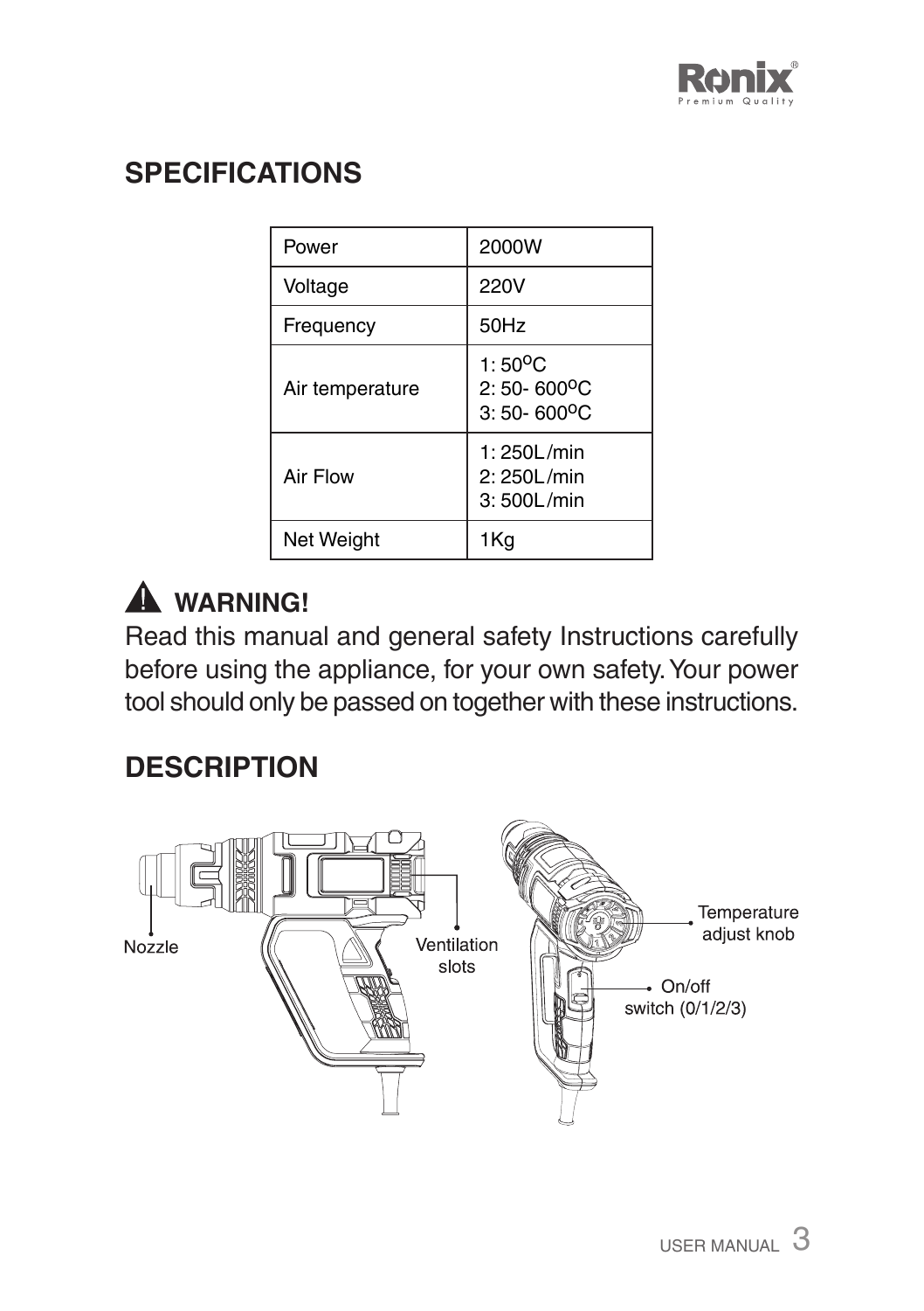## SPECIFICATIONS

| Power | 2000W |
| --- | --- |
| Voltage | 220V |
| Frequency | 50Hz |
| Air temperature | 1: 50ºC<br>2: 50- 600ºC<br>3: 50- 600ºC |
| Air Flow | 1: 250L/min<br>2: 250L/min<br>3: 500L/min |
| Net Weight | 1Kg |

## ⚠ WARNING!

Read this manual and general safety Instructions carefully before using the appliance, for your own safety. Your power tool should only be passed on together with these instructions.

## DESCRIPTION

Nozzle

Ventilation slots

Temperature adjust knob

On/off switch (0/1/2/3)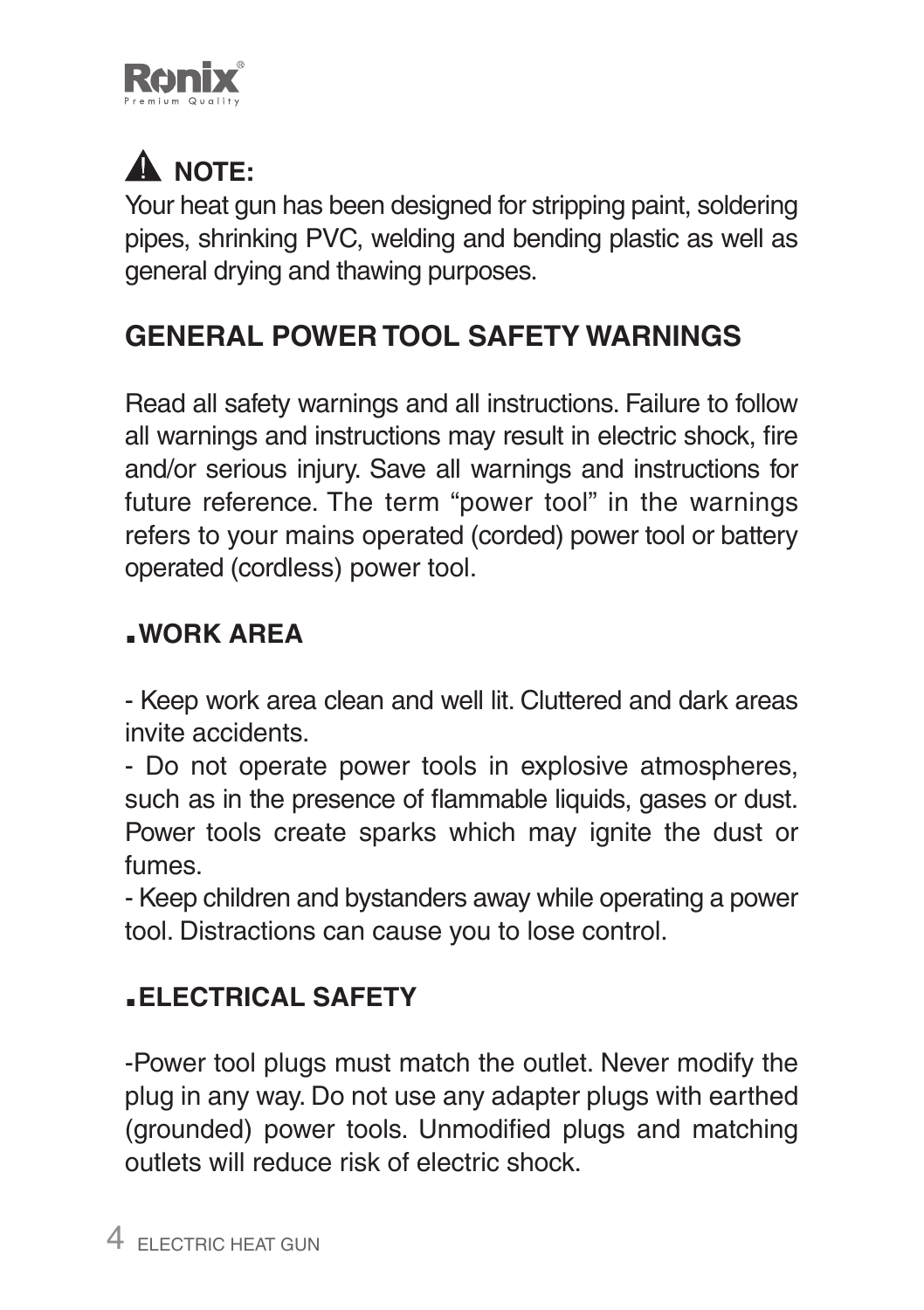## ⚠ NOTE:

Your heat gun has been designed for stripping paint, soldering pipes, shrinking PVC, welding and bending plastic as well as general drying and thawing purposes.

## GENERAL POWER TOOL SAFETY WARNINGS

Read all safety warnings and all instructions. Failure to follow all warnings and instructions may result in electric shock, fire and/or serious injury. Save all warnings and instructions for future reference. The term "power tool" in the warnings refers to your mains operated (corded) power tool or battery operated (cordless) power tool.

### .WORK AREA

- Keep work area clean and well lit. Cluttered and dark areas invite accidents.
- Do not operate power tools in explosive atmospheres, such as in the presence of flammable liquids, gases or dust. Power tools create sparks which may ignite the dust or fumes.
- Keep children and bystanders away while operating a power tool. Distractions can cause you to lose control.

### .ELECTRICAL SAFETY

-Power tool plugs must match the outlet. Never modify the plug in any way. Do not use any adapter plugs with earthed (grounded) power tools. Unmodified plugs and matching outlets will reduce risk of electric shock.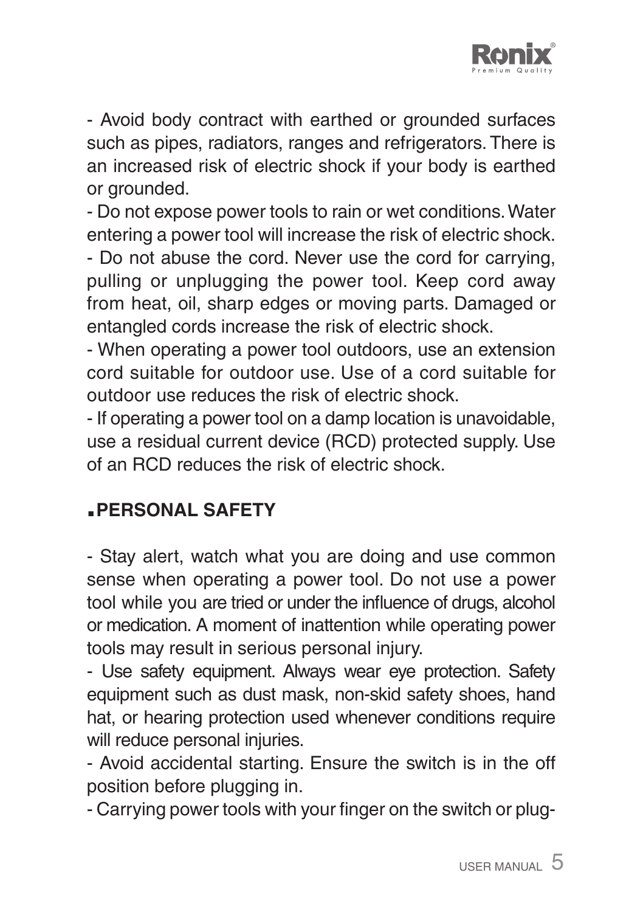- Avoid body contract with earthed or grounded surfaces such as pipes, radiators, ranges and refrigerators. There is an increased risk of electric shock if your body is earthed or grounded.

- Do not expose power tools to rain or wet conditions. Water entering a power tool will increase the risk of electric shock.

- Do not abuse the cord. Never use the cord for carrying, pulling or unplugging the power tool. Keep cord away from heat, oil, sharp edges or moving parts. Damaged or entangled cords increase the risk of electric shock.

- When operating a power tool outdoors, use an extension cord suitable for outdoor use. Use of a cord suitable for outdoor use reduces the risk of electric shock.

- If operating a power tool on a damp location is unavoidable, use a residual current device (RCD) protected supply. Use of an RCD reduces the risk of electric shock.

## ▪PERSONAL SAFETY

- Stay alert, watch what you are doing and use common sense when operating a power tool. Do not use a power tool while you are tried or under the influence of drugs, alcohol or medication. A moment of inattention while operating power tools may result in serious personal injury.

- Use safety equipment. Always wear eye protection. Safety equipment such as dust mask, non-skid safety shoes, hand hat, or hearing protection used whenever conditions require will reduce personal injuries.

- Avoid accidental starting. Ensure the switch is in the off position before plugging in.

- Carrying power tools with your finger on the switch or plug-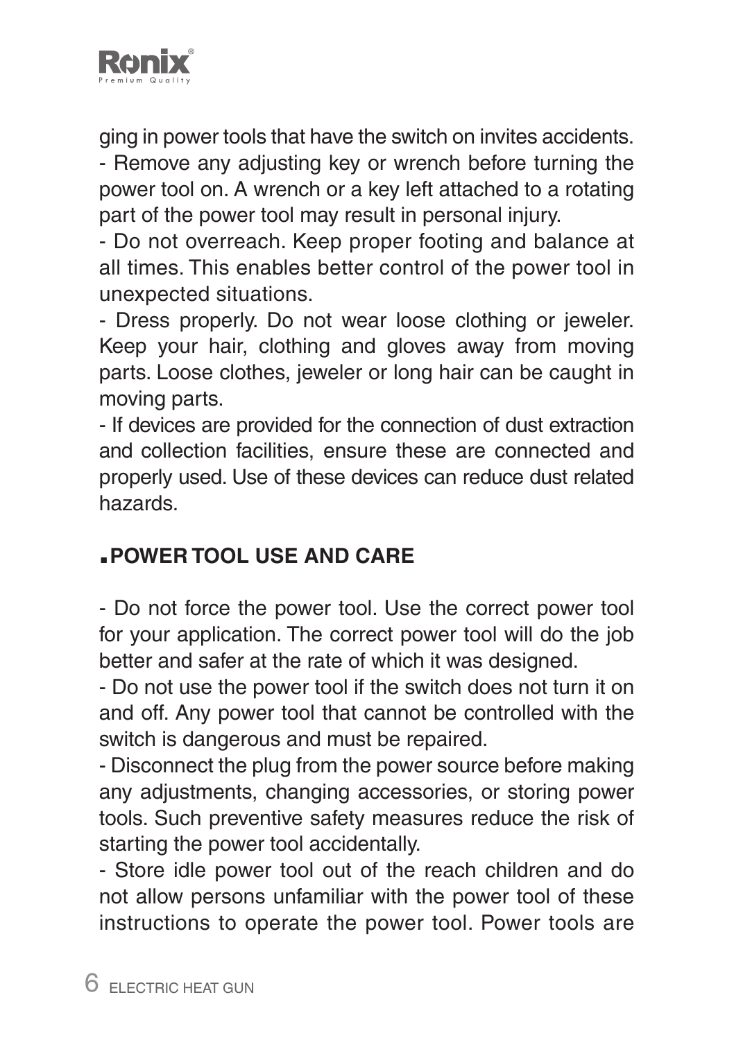ging in power tools that have the switch on invites accidents.

- Remove any adjusting key or wrench before turning the power tool on. A wrench or a key left attached to a rotating part of the power tool may result in personal injury.
- Do not overreach. Keep proper footing and balance at all times. This enables better control of the power tool in unexpected situations.
- Dress properly. Do not wear loose clothing or jeweler. Keep your hair, clothing and gloves away from moving parts. Loose clothes, jeweler or long hair can be caught in moving parts.
- If devices are provided for the connection of dust extraction and collection facilities, ensure these are connected and properly used. Use of these devices can reduce dust related hazards.

## ▪POWER TOOL USE AND CARE

- Do not force the power tool. Use the correct power tool for your application. The correct power tool will do the job better and safer at the rate of which it was designed.
- Do not use the power tool if the switch does not turn it on and off. Any power tool that cannot be controlled with the switch is dangerous and must be repaired.
- Disconnect the plug from the power source before making any adjustments, changing accessories, or storing power tools. Such preventive safety measures reduce the risk of starting the power tool accidentally.
- Store idle power tool out of the reach children and do not allow persons unfamiliar with the power tool of these instructions to operate the power tool. Power tools are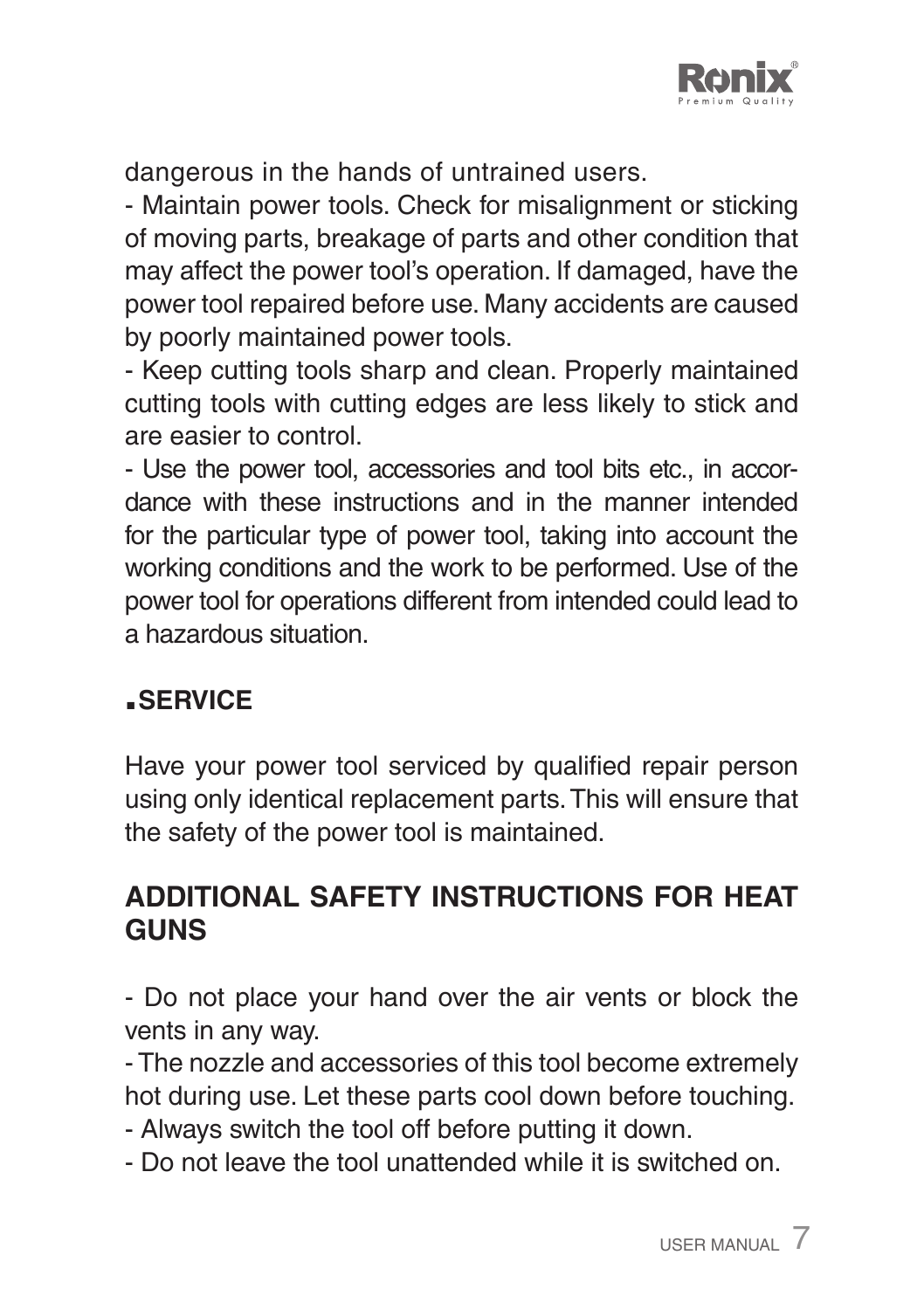dangerous in the hands of untrained users.

- Maintain power tools. Check for misalignment or sticking of moving parts, breakage of parts and other condition that may affect the power tool's operation. If damaged, have the power tool repaired before use. Many accidents are caused by poorly maintained power tools.
- Keep cutting tools sharp and clean. Properly maintained cutting tools with cutting edges are less likely to stick and are easier to control.
- Use the power tool, accessories and tool bits etc., in accordance with these instructions and in the manner intended for the particular type of power tool, taking into account the working conditions and the work to be performed. Use of the power tool for operations different from intended could lead to a hazardous situation.

### ▪SERVICE

Have your power tool serviced by qualified repair person using only identical replacement parts. This will ensure that the safety of the power tool is maintained.

## ADDITIONAL SAFETY INSTRUCTIONS FOR HEAT GUNS

- Do not place your hand over the air vents or block the vents in any way.
- The nozzle and accessories of this tool become extremely hot during use. Let these parts cool down before touching.
- Always switch the tool off before putting it down.
- Do not leave the tool unattended while it is switched on.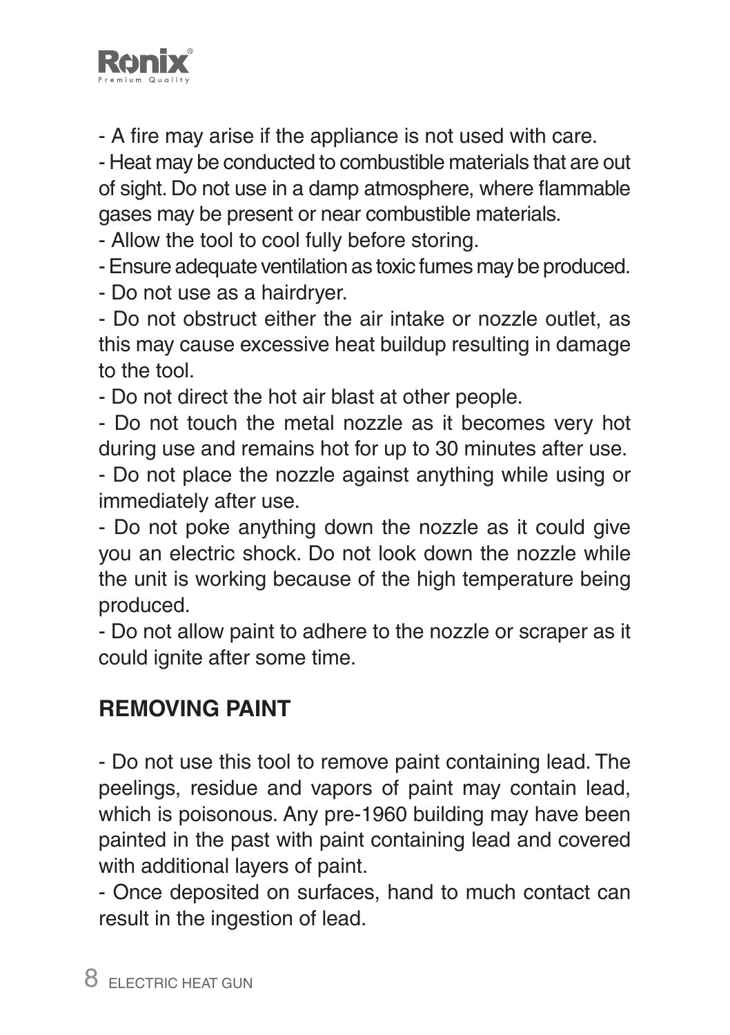- A fire may arise if the appliance is not used with care.
- Heat may be conducted to combustible materials that are out of sight. Do not use in a damp atmosphere, where flammable gases may be present or near combustible materials.
- Allow the tool to cool fully before storing.
- Ensure adequate ventilation as toxic fumes may be produced.
- Do not use as a hairdryer.
- Do not obstruct either the air intake or nozzle outlet, as this may cause excessive heat buildup resulting in damage to the tool.
- Do not direct the hot air blast at other people.
- Do not touch the metal nozzle as it becomes very hot during use and remains hot for up to 30 minutes after use.
- Do not place the nozzle against anything while using or immediately after use.
- Do not poke anything down the nozzle as it could give you an electric shock. Do not look down the nozzle while the unit is working because of the high temperature being produced.
- Do not allow paint to adhere to the nozzle or scraper as it could ignite after some time.

## REMOVING PAINT

- Do not use this tool to remove paint containing lead. The peelings, residue and vapors of paint may contain lead, which is poisonous. Any pre-1960 building may have been painted in the past with paint containing lead and covered with additional layers of paint.
- Once deposited on surfaces, hand to much contact can result in the ingestion of lead.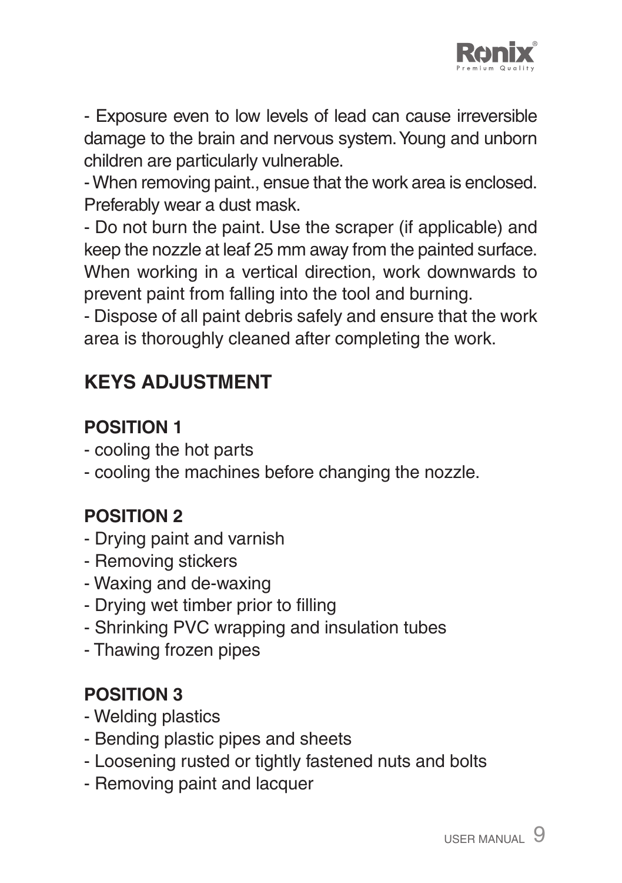- Exposure even to low levels of lead can cause irreversible damage to the brain and nervous system. Young and unborn children are particularly vulnerable.
- When removing paint., ensue that the work area is enclosed. Preferably wear a dust mask.
- Do not burn the paint. Use the scraper (if applicable) and keep the nozzle at leaf 25 mm away from the painted surface. When working in a vertical direction, work downwards to prevent paint from falling into the tool and burning.
- Dispose of all paint debris safely and ensure that the work area is thoroughly cleaned after completing the work.

## KEYS ADJUSTMENT

### POSITION 1

- cooling the hot parts
- cooling the machines before changing the nozzle.

### POSITION 2

- Drying paint and varnish
- Removing stickers
- Waxing and de-waxing
- Drying wet timber prior to filling
- Shrinking PVC wrapping and insulation tubes
- Thawing frozen pipes

### POSITION 3

- Welding plastics
- Bending plastic pipes and sheets
- Loosening rusted or tightly fastened nuts and bolts
- Removing paint and lacquer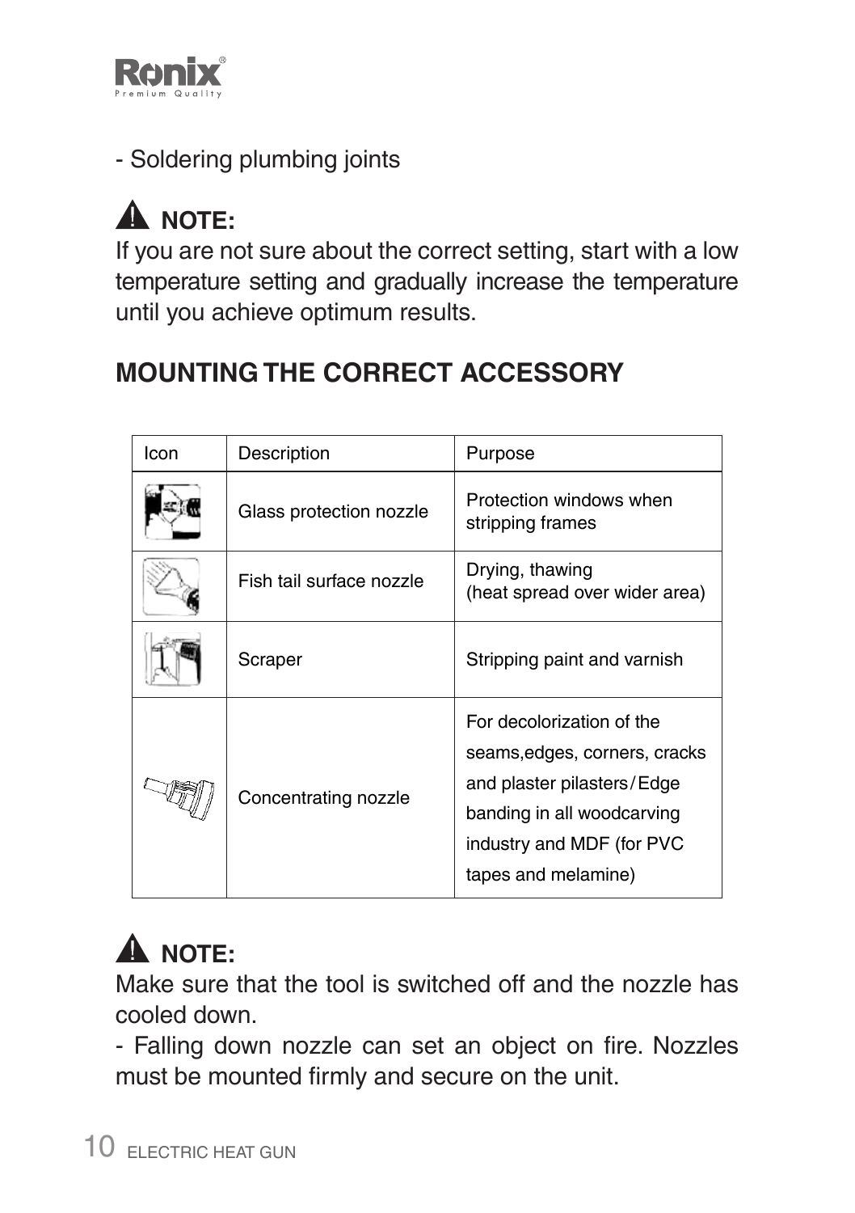- Soldering plumbing joints

**NOTE:**
If you are not sure about the correct setting, start with a low temperature setting and gradually increase the temperature until you achieve optimum results.

## MOUNTING THE CORRECT ACCESSORY

| Icon | Description | Purpose |
| --- | --- | --- |
| | Glass protection nozzle | Protection windows when stripping frames |
| | Fish tail surface nozzle | Drying, thawing (heat spread over wider area) |
| | Scraper | Stripping paint and varnish |
| | Concentrating nozzle | For decolorization of the seams,edges, corners, cracks and plaster pilasters/Edge banding in all woodcarving industry and MDF (for PVC tapes and melamine) |

**NOTE:**
Make sure that the tool is switched off and the nozzle has cooled down.
- Falling down nozzle can set an object on fire. Nozzles must be mounted firmly and secure on the unit.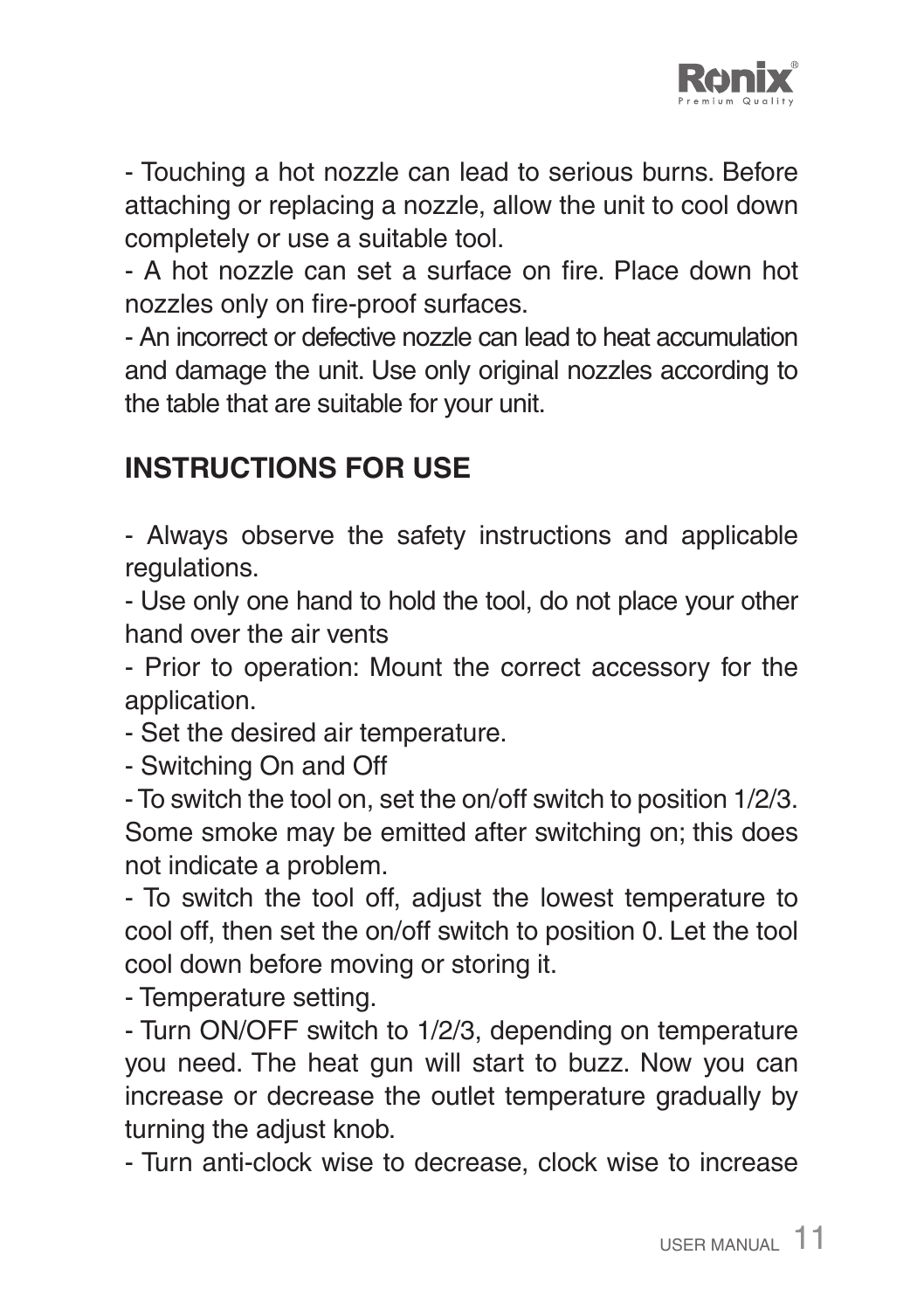- Touching a hot nozzle can lead to serious burns. Before attaching or replacing a nozzle, allow the unit to cool down completely or use a suitable tool.

- A hot nozzle can set a surface on fire. Place down hot nozzles only on fire-proof surfaces.

- An incorrect or defective nozzle can lead to heat accumulation and damage the unit. Use only original nozzles according to the table that are suitable for your unit.

## INSTRUCTIONS FOR USE

- Always observe the safety instructions and applicable regulations.

- Use only one hand to hold the tool, do not place your other hand over the air vents

- Prior to operation: Mount the correct accessory for the application.

- Set the desired air temperature.

- Switching On and Off

- To switch the tool on, set the on/off switch to position 1/2/3. Some smoke may be emitted after switching on; this does not indicate a problem.

- To switch the tool off, adjust the lowest temperature to cool off, then set the on/off switch to position 0. Let the tool cool down before moving or storing it.

- Temperature setting.

- Turn ON/OFF switch to 1/2/3, depending on temperature you need. The heat gun will start to buzz. Now you can increase or decrease the outlet temperature gradually by turning the adjust knob.

- Turn anti-clock wise to decrease, clock wise to increase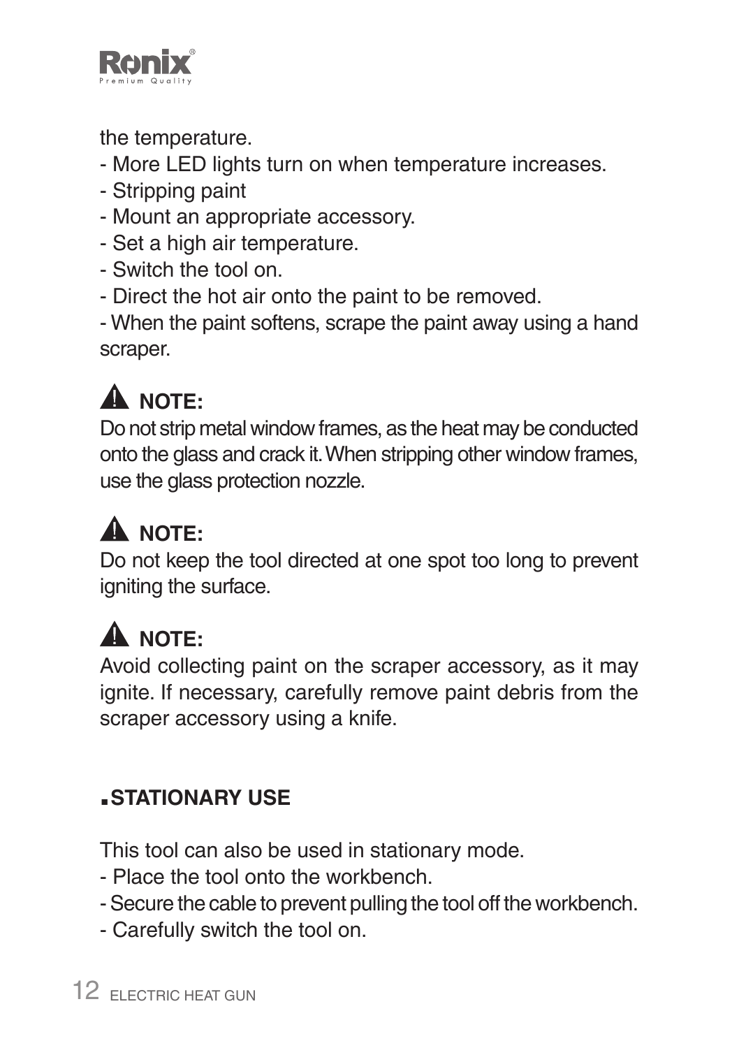the temperature.

- More LED lights turn on when temperature increases.
- Stripping paint
- Mount an appropriate accessory.
- Set a high air temperature.
- Switch the tool on.
- Direct the hot air onto the paint to be removed.
- When the paint softens, scrape the paint away using a hand scraper.

**⚠ NOTE:**

Do not strip metal window frames, as the heat may be conducted onto the glass and crack it. When stripping other window frames, use the glass protection nozzle.

**⚠ NOTE:**

Do not keep the tool directed at one spot too long to prevent igniting the surface.

**⚠ NOTE:**

Avoid collecting paint on the scraper accessory, as it may ignite. If necessary, carefully remove paint debris from the scraper accessory using a knife.

## .STATIONARY USE

This tool can also be used in stationary mode.

- Place the tool onto the workbench.
- Secure the cable to prevent pulling the tool off the workbench.
- Carefully switch the tool on.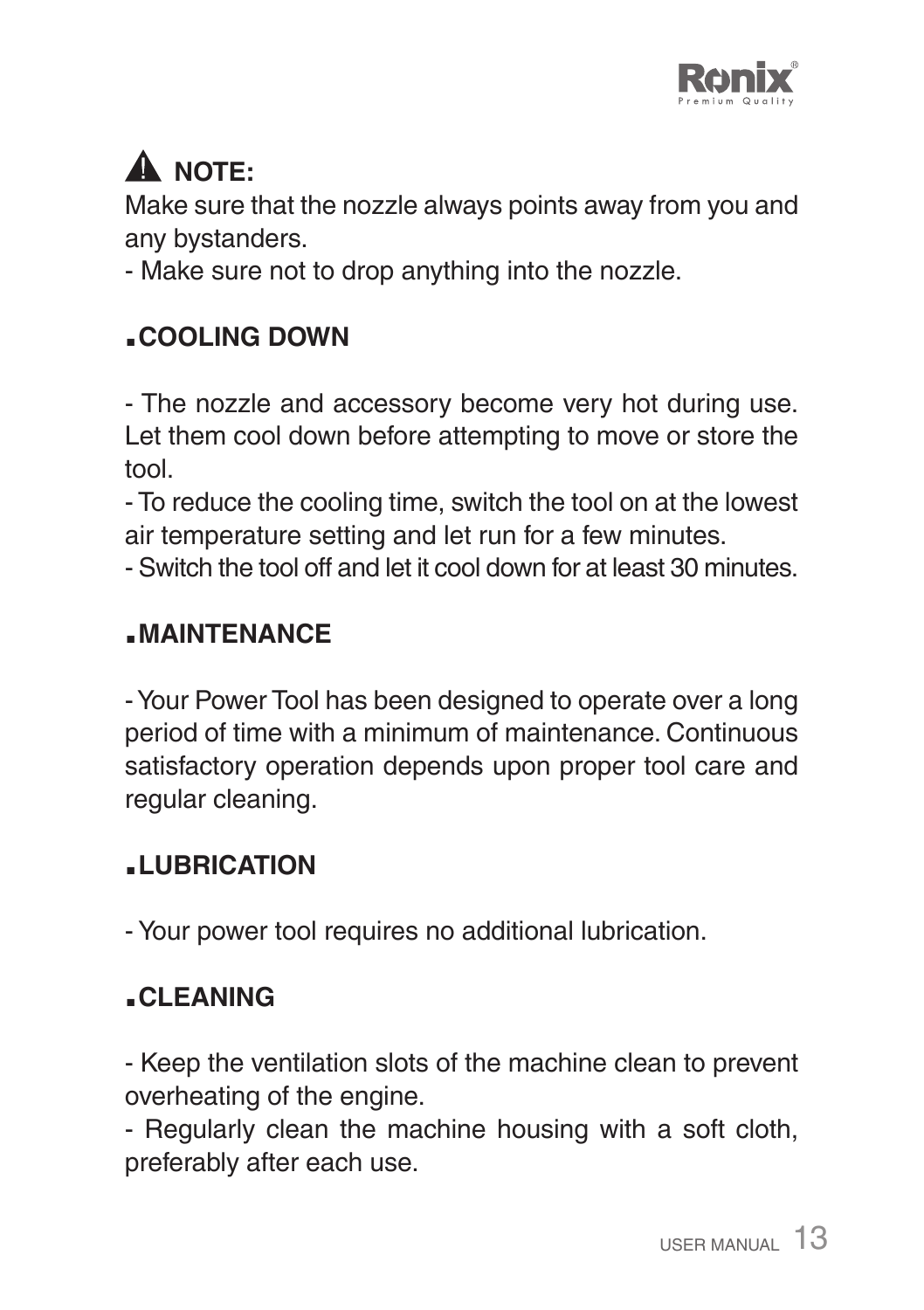**⚠ NOTE:**

Make sure that the nozzle always points away from you and any bystanders.

- Make sure not to drop anything into the nozzle.

## .COOLING DOWN

- The nozzle and accessory become very hot during use. Let them cool down before attempting to move or store the tool.
- To reduce the cooling time, switch the tool on at the lowest air temperature setting and let run for a few minutes.
- Switch the tool off and let it cool down for at least 30 minutes.

## .MAINTENANCE

- Your Power Tool has been designed to operate over a long period of time with a minimum of maintenance. Continuous satisfactory operation depends upon proper tool care and regular cleaning.

## .LUBRICATION

- Your power tool requires no additional lubrication.

## .CLEANING

- Keep the ventilation slots of the machine clean to prevent overheating of the engine.
- Regularly clean the machine housing with a soft cloth, preferably after each use.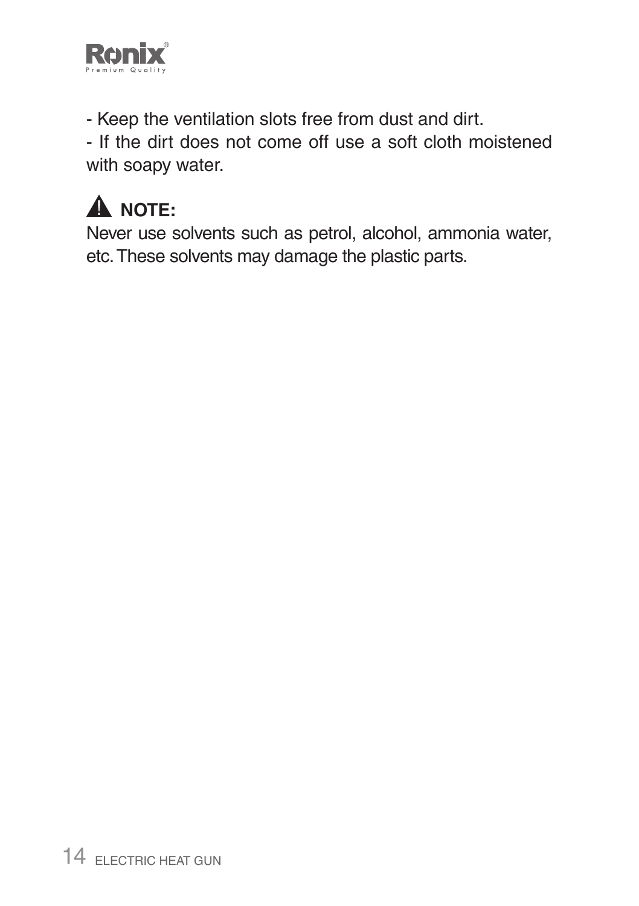- Keep the ventilation slots free from dust and dirt.
- If the dirt does not come off use a soft cloth moistened with soapy water.

**⚠ NOTE:**

Never use solvents such as petrol, alcohol, ammonia water, etc. These solvents may damage the plastic parts.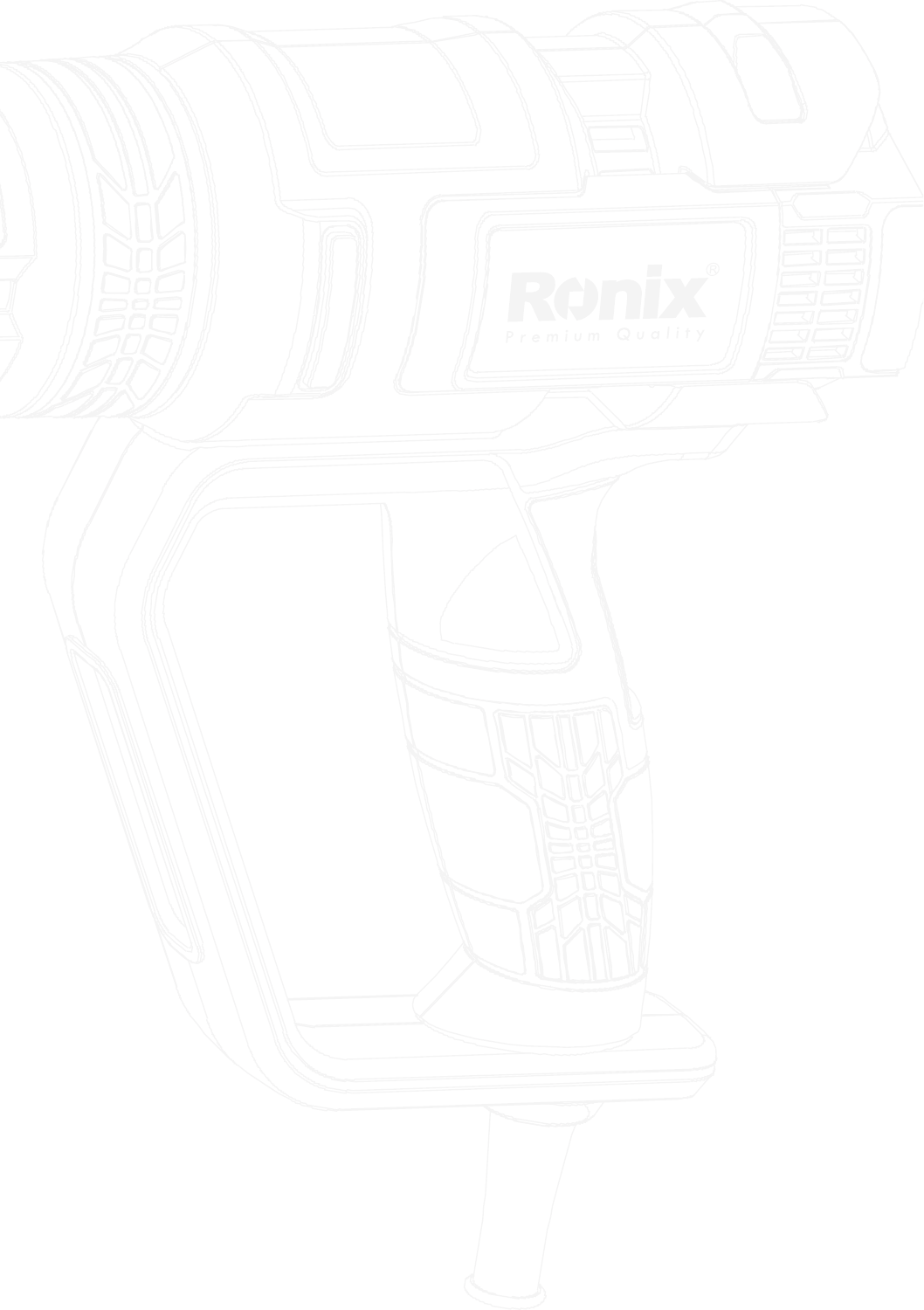Ronix®

Premium Quality